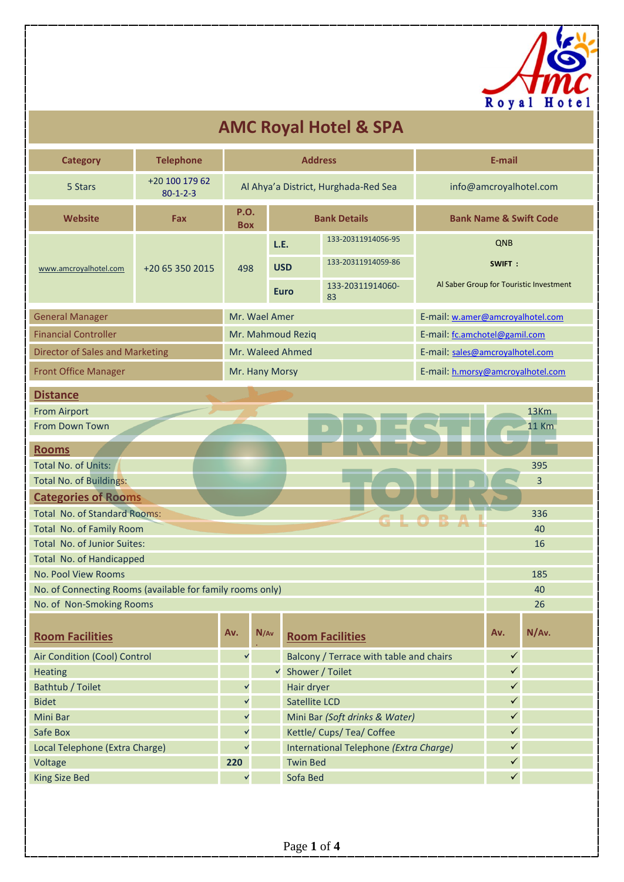# AMC Royal Hotel & SPA

| Category | Telephone | Address | | | E-mail |
|---|---|---|---|---|---|
| 5 Stars | +20 100 179 62 80-1-2-3 | Al Ahya'a District, Hurghada-Red Sea | | | info@amcroyalhotel.com |
| **Website** | **Fax** | **P.O. Box** | **Bank Details** | | **Bank Name & Swift Code** |
| www.amcroyalhotel.com | +20 65 350 2015 | 498 | **L.E.** | 133-20311914056-95 | QNB |
| | | | **USD** | 133-20311914059-86 | **SWIFT :** |
| | | | **Euro** | 133-20311914060-83 | Al Saber Group for Touristic Investment |

| | | |
|---|---|---|
| General Manager | Mr. Wael Amer | E-mail: w.amer@amcroyalhotel.com |
| Financial Controller | Mr. Mahmoud Reziq | E-mail: fc.amchotel@gamil.com |
| Director of Sales and Marketing | Mr. Waleed Ahmed | E-mail: sales@amcroyalhotel.com |
| Front Office Manager | Mr. Hany Morsy | E-mail: h.morsy@amcroyalhotel.com |

## Distance

| | |
|---|---|
| From Airport | 13Km |
| From Down Town | 11 Km |

## Rooms

| | |
|---|---|
| Total No. of Units: | 395 |
| Total No. of Buildings: | 3 |

## Categories of Rooms

| | |
|---|---|
| Total No. of Standard Rooms: | 336 |
| Total No. of Family Room | 40 |
| Total No. of Junior Suites: | 16 |
| Total No. of Handicapped | |
| No. Pool View Rooms | 185 |
| No. of Connecting Rooms (available for family rooms only) | 40 |
| No. of Non-Smoking Rooms | 26 |

| Room Facilities | Av. | N/Av | Room Facilities | Av. | N/Av. |
|---|---|---|---|---|---|
| Air Condition (Cool) Control | ✓ | | Balcony / Terrace with table and chairs | ✓ | |
| Heating | | ✓ | Shower / Toilet | ✓ | |
| Bathtub / Toilet | ✓ | | Hair dryer | ✓ | |
| Bidet | ✓ | | Satellite LCD | ✓ | |
| Mini Bar | ✓ | | Mini Bar *(Soft drinks & Water)* | ✓ | |
| Safe Box | ✓ | | Kettle/ Cups/ Tea/ Coffee | ✓ | |
| Local Telephone (Extra Charge) | ✓ | | International Telephone *(Extra Charge)* | ✓ | |
| Voltage | **220** | | Twin Bed | ✓ | |
| King Size Bed | ✓ | | Sofa Bed | ✓ | |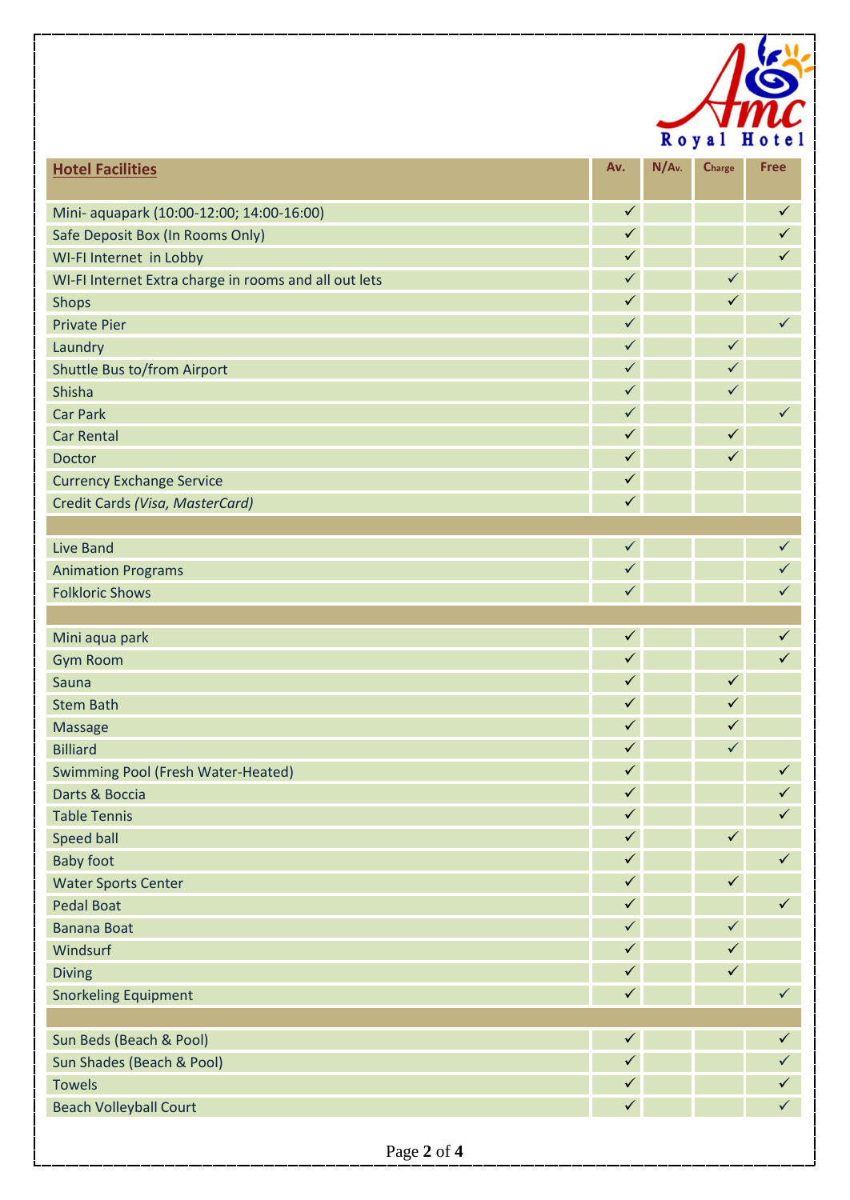| Hotel Facilities | Av. | N/Av. | Charge | Free |
|---|---|---|---|---|
| Mini- aquapark (10:00-12:00; 14:00-16:00) | ✓ | | | ✓ |
| Safe Deposit Box (In Rooms Only) | ✓ | | | ✓ |
| WI-FI Internet in Lobby | ✓ | | | ✓ |
| WI-FI Internet Extra charge in rooms and all out lets | ✓ | | ✓ | |
| Shops | ✓ | | ✓ | |
| Private Pier | ✓ | | | ✓ |
| Laundry | ✓ | | ✓ | |
| Shuttle Bus to/from Airport | ✓ | | ✓ | |
| Shisha | ✓ | | ✓ | |
| Car Park | ✓ | | | ✓ |
| Car Rental | ✓ | | ✓ | |
| Doctor | ✓ | | ✓ | |
| Currency Exchange Service | ✓ | | | |
| Credit Cards *(Visa, MasterCard)* | ✓ | | | |
| | | | | |
| Live Band | ✓ | | | ✓ |
| Animation Programs | ✓ | | | ✓ |
| Folkloric Shows | ✓ | | | ✓ |
| | | | | |
| Mini aqua park | ✓ | | | ✓ |
| Gym Room | ✓ | | | ✓ |
| Sauna | ✓ | | ✓ | |
| Stem Bath | ✓ | | ✓ | |
| Massage | ✓ | | ✓ | |
| Billiard | ✓ | | ✓ | |
| Swimming Pool (Fresh Water-Heated) | ✓ | | | ✓ |
| Darts & Boccia | ✓ | | | ✓ |
| Table Tennis | ✓ | | | ✓ |
| Speed ball | ✓ | | ✓ | |
| Baby foot | ✓ | | | ✓ |
| Water Sports Center | ✓ | | ✓ | |
| Pedal Boat | ✓ | | | ✓ |
| Banana Boat | ✓ | | ✓ | |
| Windsurf | ✓ | | ✓ | |
| Diving | ✓ | | ✓ | |
| Snorkeling Equipment | ✓ | | | ✓ |
| | | | | |
| Sun Beds (Beach & Pool) | ✓ | | | ✓ |
| Sun Shades (Beach & Pool) | ✓ | | | ✓ |
| Towels | ✓ | | | ✓ |
| Beach Volleyball Court | ✓ | | | ✓ |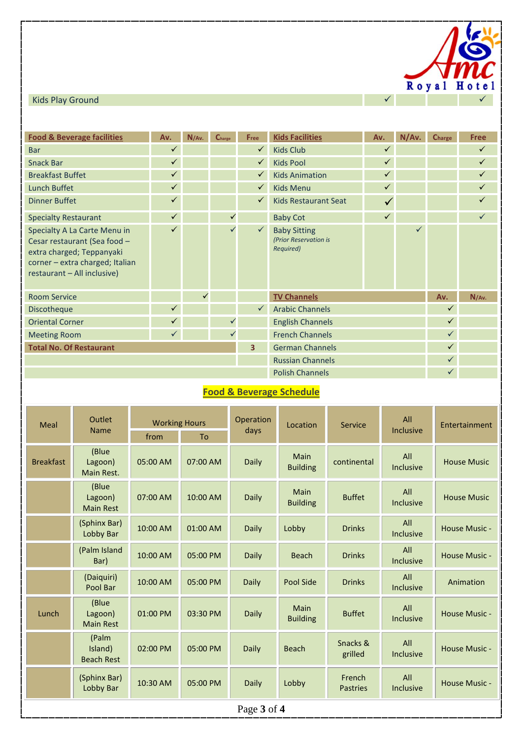| Kids Play Ground | ✓ | | | ✓ |
|---|---|---|---|---|

| Food & Beverage facilities | Av. | N/Av. | Charge | Free |
|---|---|---|---|---|
| Bar | ✓ | | | ✓ |
| Snack Bar | ✓ | | | ✓ |
| Breakfast Buffet | ✓ | | | ✓ |
| Lunch Buffet | ✓ | | | ✓ |
| Dinner Buffet | ✓ | | | ✓ |
| Specialty Restaurant | ✓ | | ✓ | |
| Specialty A La Carte Menu in Cesar restaurant (Sea food – extra charged; Teppanyaki corner – extra charged; Italian restaurant – All inclusive) | ✓ | | ✓ | ✓ |
| Room Service | | ✓ | | |
| Discotheque | ✓ | | | ✓ |
| Oriental Corner | ✓ | | ✓ | |
| Meeting Room | ✓ | | ✓ | |
| Total No. Of Restaurant | | | | 3 |

| Kids Facilities | Av. | N/Av. | Charge | Free |
|---|---|---|---|---|
| Kids Club | ✓ | | | ✓ |
| Kids Pool | ✓ | | | ✓ |
| Kids Animation | ✓ | | | ✓ |
| Kids Menu | ✓ | | | ✓ |
| Kids Restaurant Seat | ✓ | | | ✓ |
| Baby Cot | ✓ | | | ✓ |
| Baby Sitting *(Prior Reservation is Required)* | | ✓ | | |

| TV Channels | Av. | N/Av. |
|---|---|---|
| Arabic Channels | ✓ | |
| English Channels | ✓ | |
| French Channels | ✓ | |
| German Channels | ✓ | |
| Russian Channels | ✓ | |
| Polish Channels | ✓ | |

## Food & Beverage Schedule

| Meal | Outlet Name | Working Hours | | Operation days | Location | Service | All Inclusive | Entertainment |
|---|---|---|---|---|---|---|---|---|
| | | from | To | | | | | |
| Breakfast | (Blue Lagoon) Main Rest. | 05:00 AM | 07:00 AM | Daily | Main Building | continental | All Inclusive | House Music |
| | (Blue Lagoon) Main Rest | 07:00 AM | 10:00 AM | Daily | Main Building | Buffet | All Inclusive | House Music |
| | (Sphinx Bar) Lobby Bar | 10:00 AM | 01:00 AM | Daily | Lobby | Drinks | All Inclusive | House Music - |
| | (Palm Island Bar) | 10:00 AM | 05:00 PM | Daily | Beach | Drinks | All Inclusive | House Music - |
| | (Daiquiri) Pool Bar | 10:00 AM | 05:00 PM | Daily | Pool Side | Drinks | All Inclusive | Animation |
| Lunch | (Blue Lagoon) Main Rest | 01:00 PM | 03:30 PM | Daily | Main Building | Buffet | All Inclusive | House Music - |
| | (Palm Island) Beach Rest | 02:00 PM | 05:00 PM | Daily | Beach | Snacks & grilled | All Inclusive | House Music - |
| | (Sphinx Bar) Lobby Bar | 10:30 AM | 05:00 PM | Daily | Lobby | French Pastries | All Inclusive | House Music - |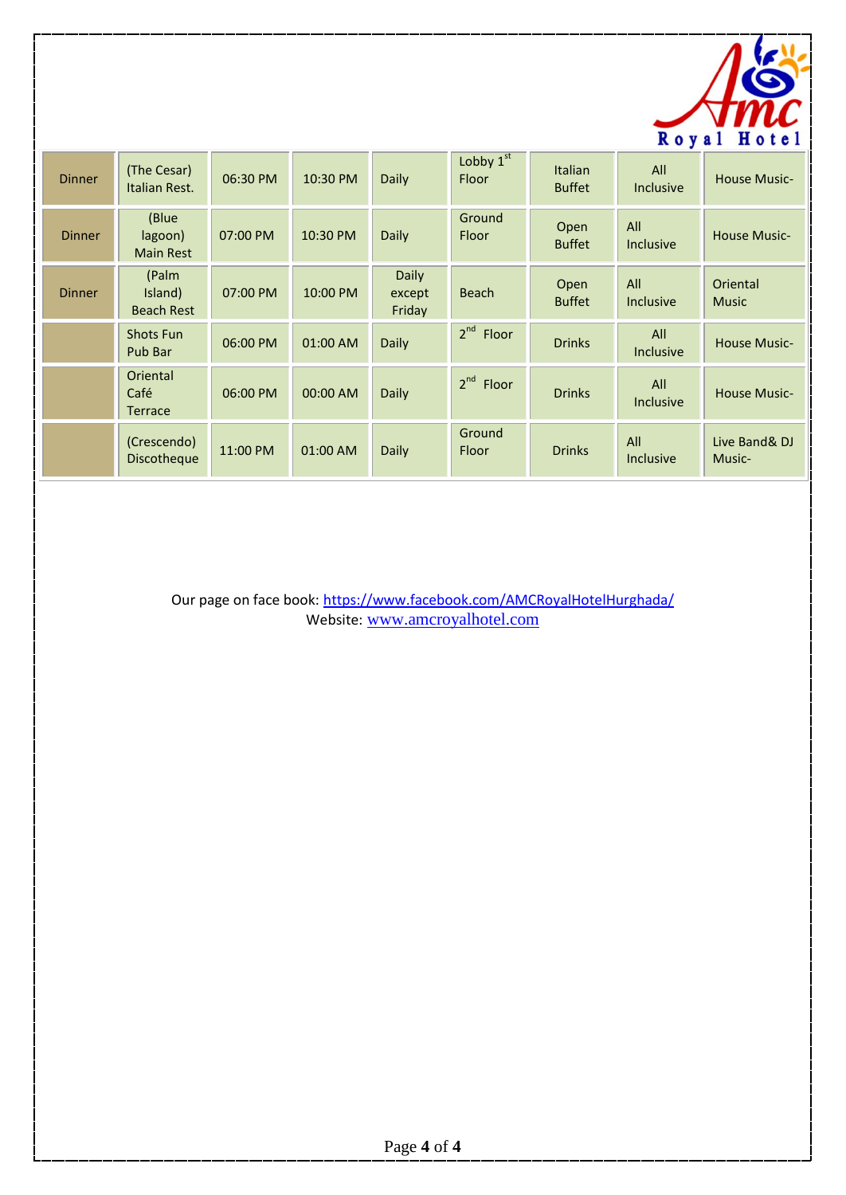| | | | | | | | | |
|---|---|---|---|---|---|---|---|---|
| Dinner | (The Cesar) Italian Rest. | 06:30 PM | 10:30 PM | Daily | Lobby 1st Floor | Italian Buffet | All Inclusive | House Music- |
| Dinner | (Blue lagoon) Main Rest | 07:00 PM | 10:30 PM | Daily | Ground Floor | Open Buffet | All Inclusive | House Music- |
| Dinner | (Palm Island) Beach Rest | 07:00 PM | 10:00 PM | Daily except Friday | Beach | Open Buffet | All Inclusive | Oriental Music |
| | Shots Fun Pub Bar | 06:00 PM | 01:00 AM | Daily | 2nd Floor | Drinks | All Inclusive | House Music- |
| | Oriental Café Terrace | 06:00 PM | 00:00 AM | Daily | 2nd Floor | Drinks | All Inclusive | House Music- |
| | (Crescendo) Discotheque | 11:00 PM | 01:00 AM | Daily | Ground Floor | Drinks | All Inclusive | Live Band& DJ Music- |

Our page on face book: https://www.facebook.com/AMCRoyalHotelHurghada/
Website: www.amcroyalhotel.com